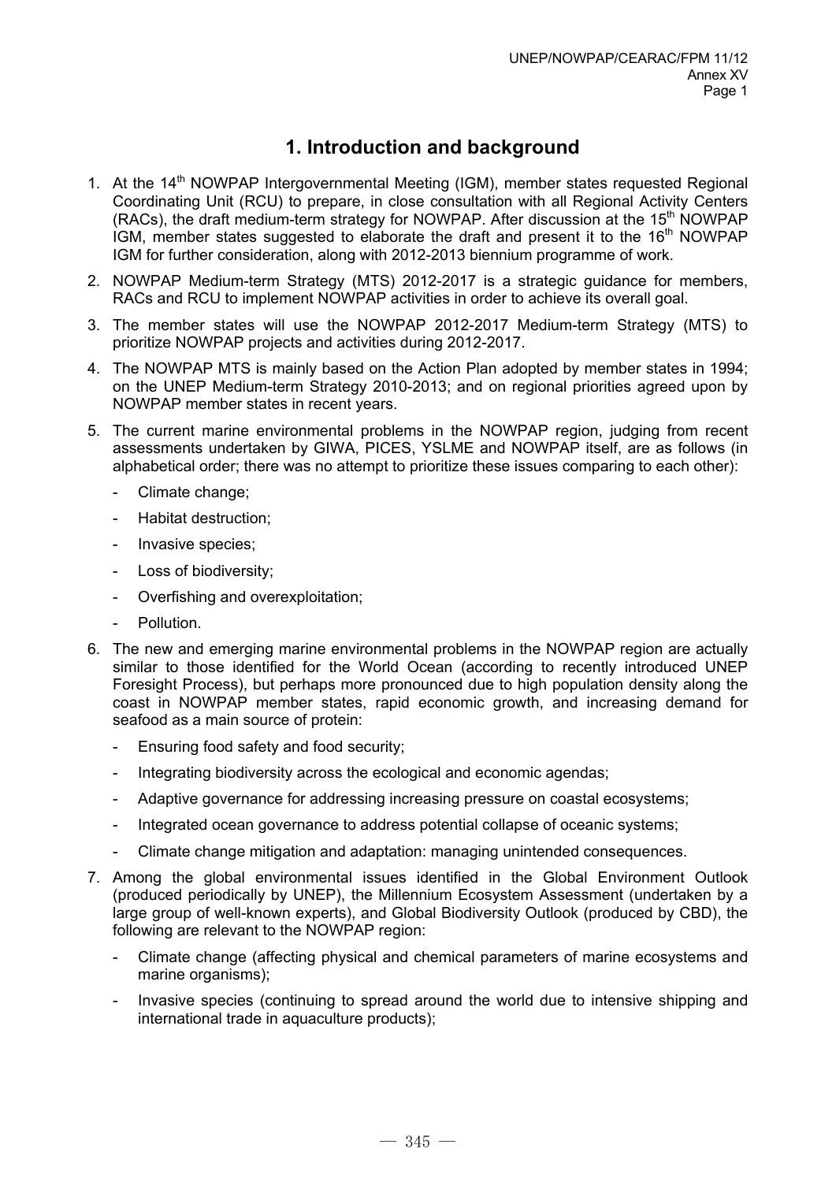# 1. Introduction and background

1. At the 14th NOWPAP Intergovernmental Meeting (IGM), member states requested Regional Coordinating Unit (RCU) to prepare, in close consultation with all Regional Activity Centers (RACs), the draft medium-term strategy for NOWPAP. After discussion at the 15th NOWPAP IGM, member states suggested to elaborate the draft and present it to the 16th NOWPAP IGM for further consideration, along with 2012-2013 biennium programme of work.

2. NOWPAP Medium-term Strategy (MTS) 2012-2017 is a strategic guidance for members, RACs and RCU to implement NOWPAP activities in order to achieve its overall goal.

3. The member states will use the NOWPAP 2012-2017 Medium-term Strategy (MTS) to prioritize NOWPAP projects and activities during 2012-2017.

4. The NOWPAP MTS is mainly based on the Action Plan adopted by member states in 1994; on the UNEP Medium-term Strategy 2010-2013; and on regional priorities agreed upon by NOWPAP member states in recent years.

5. The current marine environmental problems in the NOWPAP region, judging from recent assessments undertaken by GIWA, PICES, YSLME and NOWPAP itself, are as follows (in alphabetical order; there was no attempt to prioritize these issues comparing to each other):
   - Climate change;
   - Habitat destruction;
   - Invasive species;
   - Loss of biodiversity;
   - Overfishing and overexploitation;
   - Pollution.

6. The new and emerging marine environmental problems in the NOWPAP region are actually similar to those identified for the World Ocean (according to recently introduced UNEP Foresight Process), but perhaps more pronounced due to high population density along the coast in NOWPAP member states, rapid economic growth, and increasing demand for seafood as a main source of protein:
   - Ensuring food safety and food security;
   - Integrating biodiversity across the ecological and economic agendas;
   - Adaptive governance for addressing increasing pressure on coastal ecosystems;
   - Integrated ocean governance to address potential collapse of oceanic systems;
   - Climate change mitigation and adaptation: managing unintended consequences.

7. Among the global environmental issues identified in the Global Environment Outlook (produced periodically by UNEP), the Millennium Ecosystem Assessment (undertaken by a large group of well-known experts), and Global Biodiversity Outlook (produced by CBD), the following are relevant to the NOWPAP region:
   - Climate change (affecting physical and chemical parameters of marine ecosystems and marine organisms);
   - Invasive species (continuing to spread around the world due to intensive shipping and international trade in aquaculture products);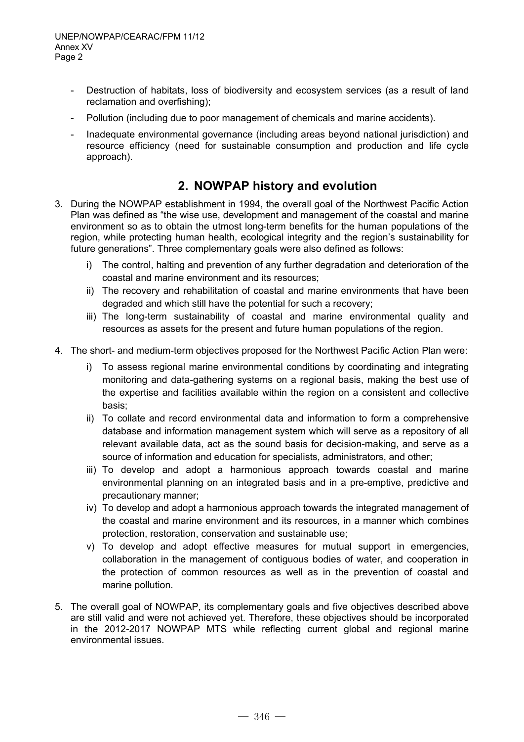- Destruction of habitats, loss of biodiversity and ecosystem services (as a result of land reclamation and overfishing);
- Pollution (including due to poor management of chemicals and marine accidents).
- Inadequate environmental governance (including areas beyond national jurisdiction) and resource efficiency (need for sustainable consumption and production and life cycle approach).

## 2. NOWPAP history and evolution

3. During the NOWPAP establishment in 1994, the overall goal of the Northwest Pacific Action Plan was defined as "the wise use, development and management of the coastal and marine environment so as to obtain the utmost long-term benefits for the human populations of the region, while protecting human health, ecological integrity and the region's sustainability for future generations". Three complementary goals were also defined as follows:
   i) The control, halting and prevention of any further degradation and deterioration of the coastal and marine environment and its resources;
   ii) The recovery and rehabilitation of coastal and marine environments that have been degraded and which still have the potential for such a recovery;
   iii) The long-term sustainability of coastal and marine environmental quality and resources as assets for the present and future human populations of the region.

4. The short- and medium-term objectives proposed for the Northwest Pacific Action Plan were:
   i) To assess regional marine environmental conditions by coordinating and integrating monitoring and data-gathering systems on a regional basis, making the best use of the expertise and facilities available within the region on a consistent and collective basis;
   ii) To collate and record environmental data and information to form a comprehensive database and information management system which will serve as a repository of all relevant available data, act as the sound basis for decision-making, and serve as a source of information and education for specialists, administrators, and other;
   iii) To develop and adopt a harmonious approach towards coastal and marine environmental planning on an integrated basis and in a pre-emptive, predictive and precautionary manner;
   iv) To develop and adopt a harmonious approach towards the integrated management of the coastal and marine environment and its resources, in a manner which combines protection, restoration, conservation and sustainable use;
   v) To develop and adopt effective measures for mutual support in emergencies, collaboration in the management of contiguous bodies of water, and cooperation in the protection of common resources as well as in the prevention of coastal and marine pollution.

5. The overall goal of NOWPAP, its complementary goals and five objectives described above are still valid and were not achieved yet. Therefore, these objectives should be incorporated in the 2012-2017 NOWPAP MTS while reflecting current global and regional marine environmental issues.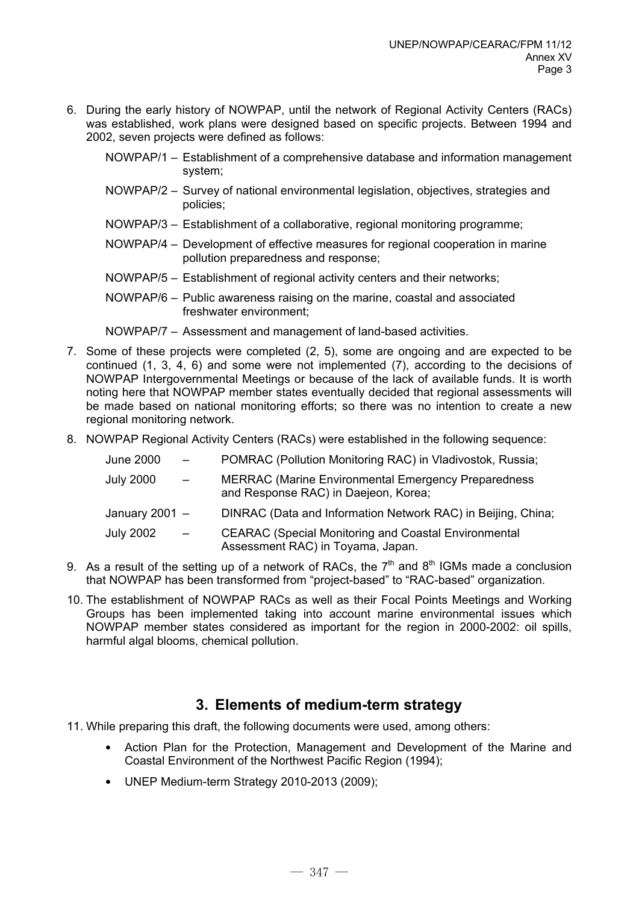6. During the early history of NOWPAP, until the network of Regional Activity Centers (RACs) was established, work plans were designed based on specific projects. Between 1994 and 2002, seven projects were defined as follows:

   NOWPAP/1 – Establishment of a comprehensive database and information management system;

   NOWPAP/2 – Survey of national environmental legislation, objectives, strategies and policies;

   NOWPAP/3 – Establishment of a collaborative, regional monitoring programme;

   NOWPAP/4 – Development of effective measures for regional cooperation in marine pollution preparedness and response;

   NOWPAP/5 – Establishment of regional activity centers and their networks;

   NOWPAP/6 – Public awareness raising on the marine, coastal and associated freshwater environment;

   NOWPAP/7 – Assessment and management of land-based activities.

7. Some of these projects were completed (2, 5), some are ongoing and are expected to be continued (1, 3, 4, 6) and some were not implemented (7), according to the decisions of NOWPAP Intergovernmental Meetings or because of the lack of available funds. It is worth noting here that NOWPAP member states eventually decided that regional assessments will be made based on national monitoring efforts; so there was no intention to create a new regional monitoring network.

8. NOWPAP Regional Activity Centers (RACs) were established in the following sequence:

   June 2000 – POMRAC (Pollution Monitoring RAC) in Vladivostok, Russia;

   July 2000 – MERRAC (Marine Environmental Emergency Preparedness and Response RAC) in Daejeon, Korea;

   January 2001 – DINRAC (Data and Information Network RAC) in Beijing, China;

   July 2002 – CEARAC (Special Monitoring and Coastal Environmental Assessment RAC) in Toyama, Japan.

9. As a result of the setting up of a network of RACs, the 7th and 8th IGMs made a conclusion that NOWPAP has been transformed from "project-based" to "RAC-based" organization.

10. The establishment of NOWPAP RACs as well as their Focal Points Meetings and Working Groups has been implemented taking into account marine environmental issues which NOWPAP member states considered as important for the region in 2000-2002: oil spills, harmful algal blooms, chemical pollution.

## 3. Elements of medium-term strategy

11. While preparing this draft, the following documents were used, among others:

   - Action Plan for the Protection, Management and Development of the Marine and Coastal Environment of the Northwest Pacific Region (1994);
   - UNEP Medium-term Strategy 2010-2013 (2009);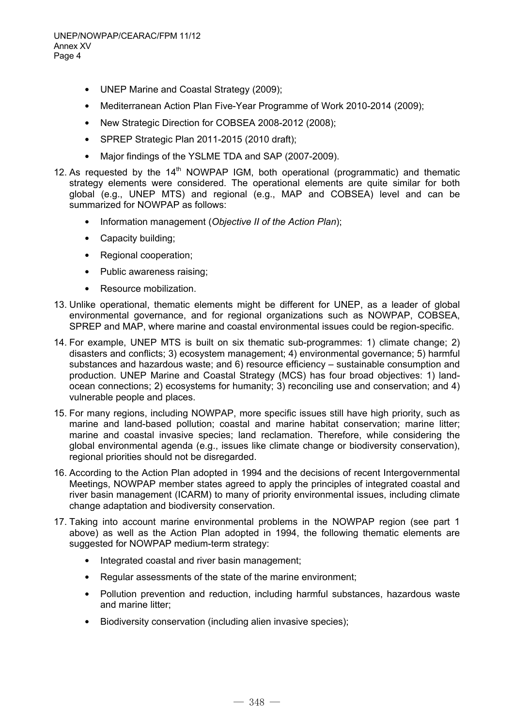- UNEP Marine and Coastal Strategy (2009);
- Mediterranean Action Plan Five-Year Programme of Work 2010-2014 (2009);
- New Strategic Direction for COBSEA 2008-2012 (2008);
- SPREP Strategic Plan 2011-2015 (2010 draft);
- Major findings of the YSLME TDA and SAP (2007-2009).

12. As requested by the 14th NOWPAP IGM, both operational (programmatic) and thematic strategy elements were considered. The operational elements are quite similar for both global (e.g., UNEP MTS) and regional (e.g., MAP and COBSEA) level and can be summarized for NOWPAP as follows:

    - Information management (*Objective II of the Action Plan*);
    - Capacity building;
    - Regional cooperation;
    - Public awareness raising;
    - Resource mobilization.

13. Unlike operational, thematic elements might be different for UNEP, as a leader of global environmental governance, and for regional organizations such as NOWPAP, COBSEA, SPREP and MAP, where marine and coastal environmental issues could be region-specific.

14. For example, UNEP MTS is built on six thematic sub-programmes: 1) climate change; 2) disasters and conflicts; 3) ecosystem management; 4) environmental governance; 5) harmful substances and hazardous waste; and 6) resource efficiency – sustainable consumption and production. UNEP Marine and Coastal Strategy (MCS) has four broad objectives: 1) land-ocean connections; 2) ecosystems for humanity; 3) reconciling use and conservation; and 4) vulnerable people and places.

15. For many regions, including NOWPAP, more specific issues still have high priority, such as marine and land-based pollution; coastal and marine habitat conservation; marine litter; marine and coastal invasive species; land reclamation. Therefore, while considering the global environmental agenda (e.g., issues like climate change or biodiversity conservation), regional priorities should not be disregarded.

16. According to the Action Plan adopted in 1994 and the decisions of recent Intergovernmental Meetings, NOWPAP member states agreed to apply the principles of integrated coastal and river basin management (ICARM) to many of priority environmental issues, including climate change adaptation and biodiversity conservation.

17. Taking into account marine environmental problems in the NOWPAP region (see part 1 above) as well as the Action Plan adopted in 1994, the following thematic elements are suggested for NOWPAP medium-term strategy:

    - Integrated coastal and river basin management;
    - Regular assessments of the state of the marine environment;
    - Pollution prevention and reduction, including harmful substances, hazardous waste and marine litter;
    - Biodiversity conservation (including alien invasive species);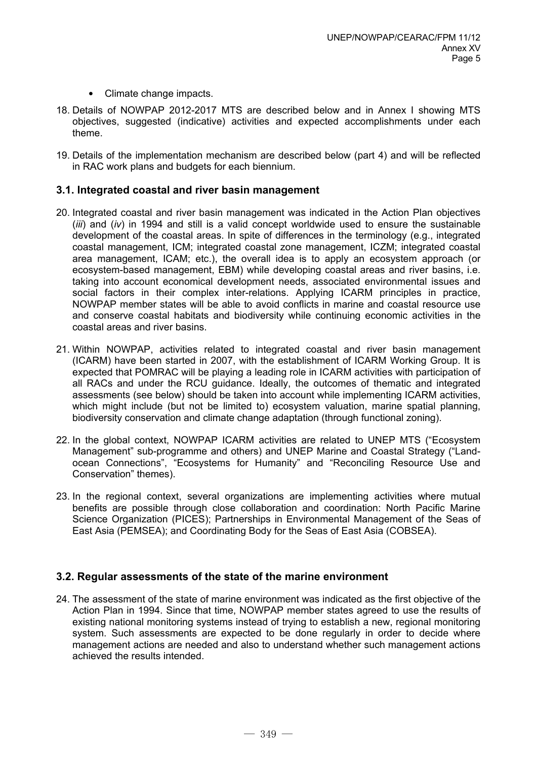- Climate change impacts.

18. Details of NOWPAP 2012-2017 MTS are described below and in Annex I showing MTS objectives, suggested (indicative) activities and expected accomplishments under each theme.

19. Details of the implementation mechanism are described below (part 4) and will be reflected in RAC work plans and budgets for each biennium.

### 3.1. Integrated coastal and river basin management

20. Integrated coastal and river basin management was indicated in the Action Plan objectives (*iii*) and (*iv*) in 1994 and still is a valid concept worldwide used to ensure the sustainable development of the coastal areas. In spite of differences in the terminology (e.g., integrated coastal management, ICM; integrated coastal zone management, ICZM; integrated coastal area management, ICAM; etc.), the overall idea is to apply an ecosystem approach (or ecosystem-based management, EBM) while developing coastal areas and river basins, i.e. taking into account economical development needs, associated environmental issues and social factors in their complex inter-relations. Applying ICARM principles in practice, NOWPAP member states will be able to avoid conflicts in marine and coastal resource use and conserve coastal habitats and biodiversity while continuing economic activities in the coastal areas and river basins.

21. Within NOWPAP, activities related to integrated coastal and river basin management (ICARM) have been started in 2007, with the establishment of ICARM Working Group. It is expected that POMRAC will be playing a leading role in ICARM activities with participation of all RACs and under the RCU guidance. Ideally, the outcomes of thematic and integrated assessments (see below) should be taken into account while implementing ICARM activities, which might include (but not be limited to) ecosystem valuation, marine spatial planning, biodiversity conservation and climate change adaptation (through functional zoning).

22. In the global context, NOWPAP ICARM activities are related to UNEP MTS ("Ecosystem Management" sub-programme and others) and UNEP Marine and Coastal Strategy ("Land-ocean Connections", "Ecosystems for Humanity" and "Reconciling Resource Use and Conservation" themes).

23. In the regional context, several organizations are implementing activities where mutual benefits are possible through close collaboration and coordination: North Pacific Marine Science Organization (PICES); Partnerships in Environmental Management of the Seas of East Asia (PEMSEA); and Coordinating Body for the Seas of East Asia (COBSEA).

### 3.2. Regular assessments of the state of the marine environment

24. The assessment of the state of marine environment was indicated as the first objective of the Action Plan in 1994. Since that time, NOWPAP member states agreed to use the results of existing national monitoring systems instead of trying to establish a new, regional monitoring system. Such assessments are expected to be done regularly in order to decide where management actions are needed and also to understand whether such management actions achieved the results intended.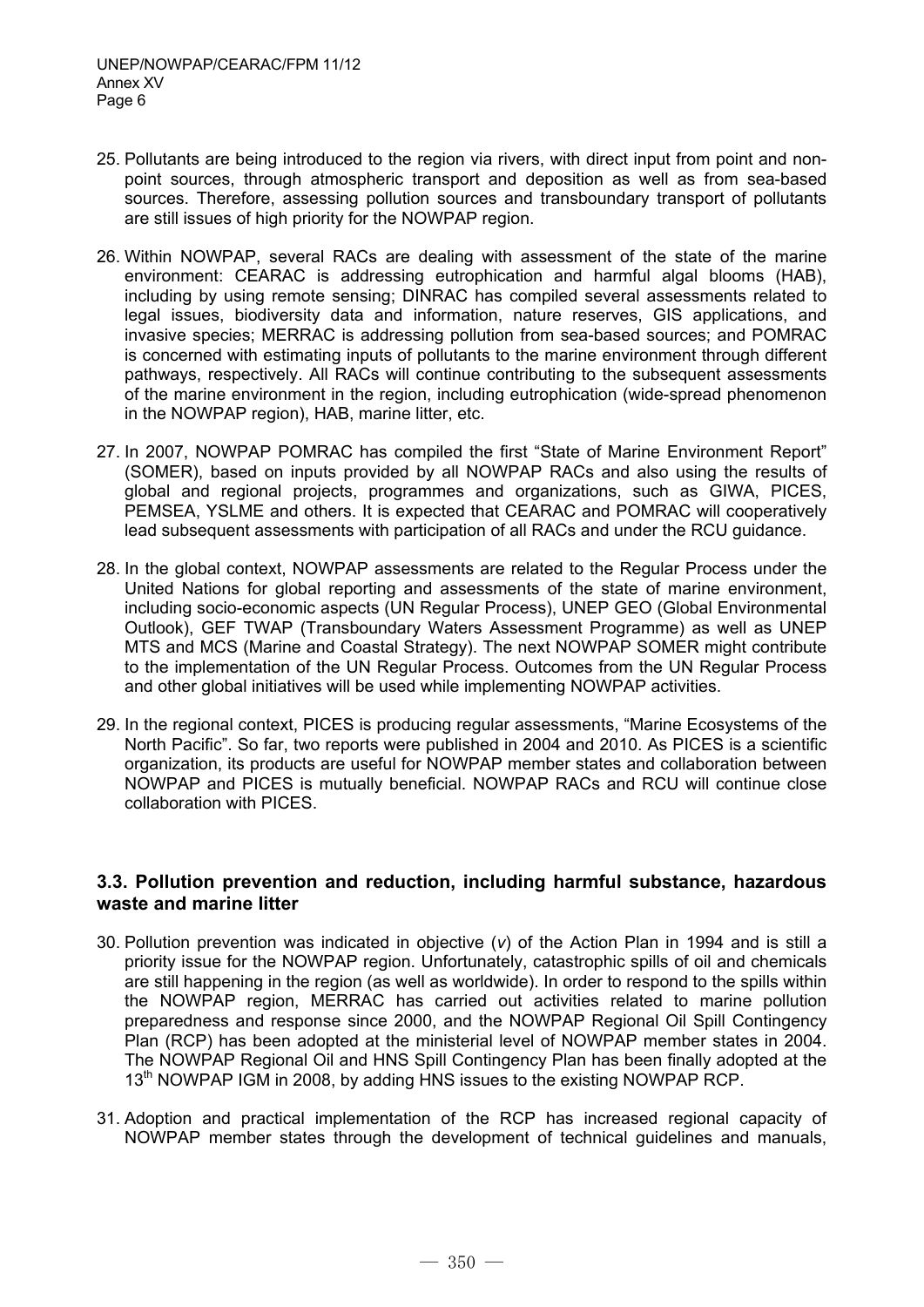25. Pollutants are being introduced to the region via rivers, with direct input from point and non-point sources, through atmospheric transport and deposition as well as from sea-based sources. Therefore, assessing pollution sources and transboundary transport of pollutants are still issues of high priority for the NOWPAP region.

26. Within NOWPAP, several RACs are dealing with assessment of the state of the marine environment: CEARAC is addressing eutrophication and harmful algal blooms (HAB), including by using remote sensing; DINRAC has compiled several assessments related to legal issues, biodiversity data and information, nature reserves, GIS applications, and invasive species; MERRAC is addressing pollution from sea-based sources; and POMRAC is concerned with estimating inputs of pollutants to the marine environment through different pathways, respectively. All RACs will continue contributing to the subsequent assessments of the marine environment in the region, including eutrophication (wide-spread phenomenon in the NOWPAP region), HAB, marine litter, etc.

27. In 2007, NOWPAP POMRAC has compiled the first "State of Marine Environment Report" (SOMER), based on inputs provided by all NOWPAP RACs and also using the results of global and regional projects, programmes and organizations, such as GIWA, PICES, PEMSEA, YSLME and others. It is expected that CEARAC and POMRAC will cooperatively lead subsequent assessments with participation of all RACs and under the RCU guidance.

28. In the global context, NOWPAP assessments are related to the Regular Process under the United Nations for global reporting and assessments of the state of marine environment, including socio-economic aspects (UN Regular Process), UNEP GEO (Global Environmental Outlook), GEF TWAP (Transboundary Waters Assessment Programme) as well as UNEP MTS and MCS (Marine and Coastal Strategy). The next NOWPAP SOMER might contribute to the implementation of the UN Regular Process. Outcomes from the UN Regular Process and other global initiatives will be used while implementing NOWPAP activities.

29. In the regional context, PICES is producing regular assessments, "Marine Ecosystems of the North Pacific". So far, two reports were published in 2004 and 2010. As PICES is a scientific organization, its products are useful for NOWPAP member states and collaboration between NOWPAP and PICES is mutually beneficial. NOWPAP RACs and RCU will continue close collaboration with PICES.

### 3.3. Pollution prevention and reduction, including harmful substance, hazardous waste and marine litter

30. Pollution prevention was indicated in objective (*v*) of the Action Plan in 1994 and is still a priority issue for the NOWPAP region. Unfortunately, catastrophic spills of oil and chemicals are still happening in the region (as well as worldwide). In order to respond to the spills within the NOWPAP region, MERRAC has carried out activities related to marine pollution preparedness and response since 2000, and the NOWPAP Regional Oil Spill Contingency Plan (RCP) has been adopted at the ministerial level of NOWPAP member states in 2004. The NOWPAP Regional Oil and HNS Spill Contingency Plan has been finally adopted at the 13th NOWPAP IGM in 2008, by adding HNS issues to the existing NOWPAP RCP.

31. Adoption and practical implementation of the RCP has increased regional capacity of NOWPAP member states through the development of technical guidelines and manuals,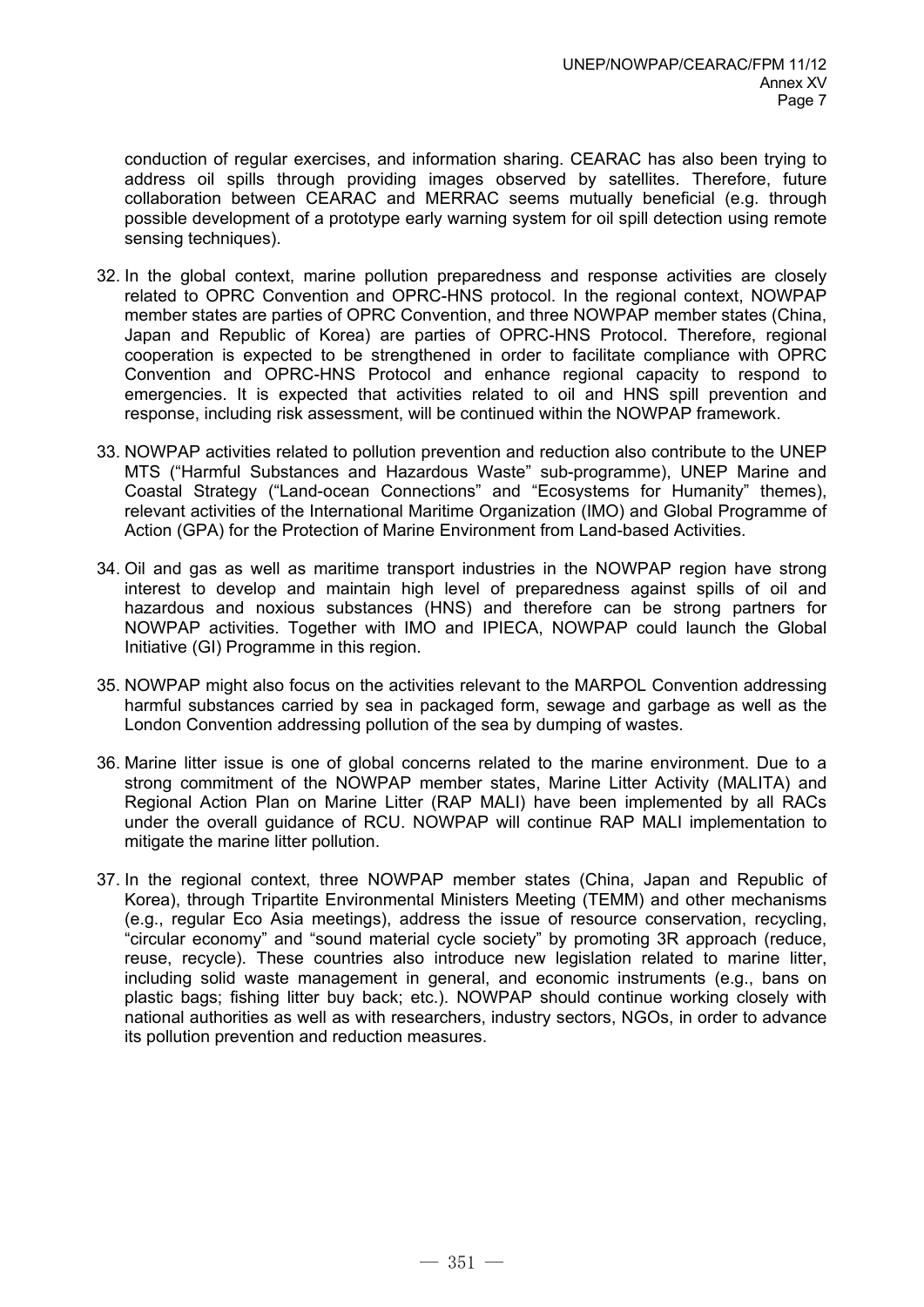conduction of regular exercises, and information sharing. CEARAC has also been trying to address oil spills through providing images observed by satellites. Therefore, future collaboration between CEARAC and MERRAC seems mutually beneficial (e.g. through possible development of a prototype early warning system for oil spill detection using remote sensing techniques).

32. In the global context, marine pollution preparedness and response activities are closely related to OPRC Convention and OPRC-HNS protocol. In the regional context, NOWPAP member states are parties of OPRC Convention, and three NOWPAP member states (China, Japan and Republic of Korea) are parties of OPRC-HNS Protocol. Therefore, regional cooperation is expected to be strengthened in order to facilitate compliance with OPRC Convention and OPRC-HNS Protocol and enhance regional capacity to respond to emergencies. It is expected that activities related to oil and HNS spill prevention and response, including risk assessment, will be continued within the NOWPAP framework.

33. NOWPAP activities related to pollution prevention and reduction also contribute to the UNEP MTS ("Harmful Substances and Hazardous Waste" sub-programme), UNEP Marine and Coastal Strategy ("Land-ocean Connections" and "Ecosystems for Humanity" themes), relevant activities of the International Maritime Organization (IMO) and Global Programme of Action (GPA) for the Protection of Marine Environment from Land-based Activities.

34. Oil and gas as well as maritime transport industries in the NOWPAP region have strong interest to develop and maintain high level of preparedness against spills of oil and hazardous and noxious substances (HNS) and therefore can be strong partners for NOWPAP activities. Together with IMO and IPIECA, NOWPAP could launch the Global Initiative (GI) Programme in this region.

35. NOWPAP might also focus on the activities relevant to the MARPOL Convention addressing harmful substances carried by sea in packaged form, sewage and garbage as well as the London Convention addressing pollution of the sea by dumping of wastes.

36. Marine litter issue is one of global concerns related to the marine environment. Due to a strong commitment of the NOWPAP member states, Marine Litter Activity (MALITA) and Regional Action Plan on Marine Litter (RAP MALI) have been implemented by all RACs under the overall guidance of RCU. NOWPAP will continue RAP MALI implementation to mitigate the marine litter pollution.

37. In the regional context, three NOWPAP member states (China, Japan and Republic of Korea), through Tripartite Environmental Ministers Meeting (TEMM) and other mechanisms (e.g., regular Eco Asia meetings), address the issue of resource conservation, recycling, "circular economy" and "sound material cycle society" by promoting 3R approach (reduce, reuse, recycle). These countries also introduce new legislation related to marine litter, including solid waste management in general, and economic instruments (e.g., bans on plastic bags; fishing litter buy back; etc.). NOWPAP should continue working closely with national authorities as well as with researchers, industry sectors, NGOs, in order to advance its pollution prevention and reduction measures.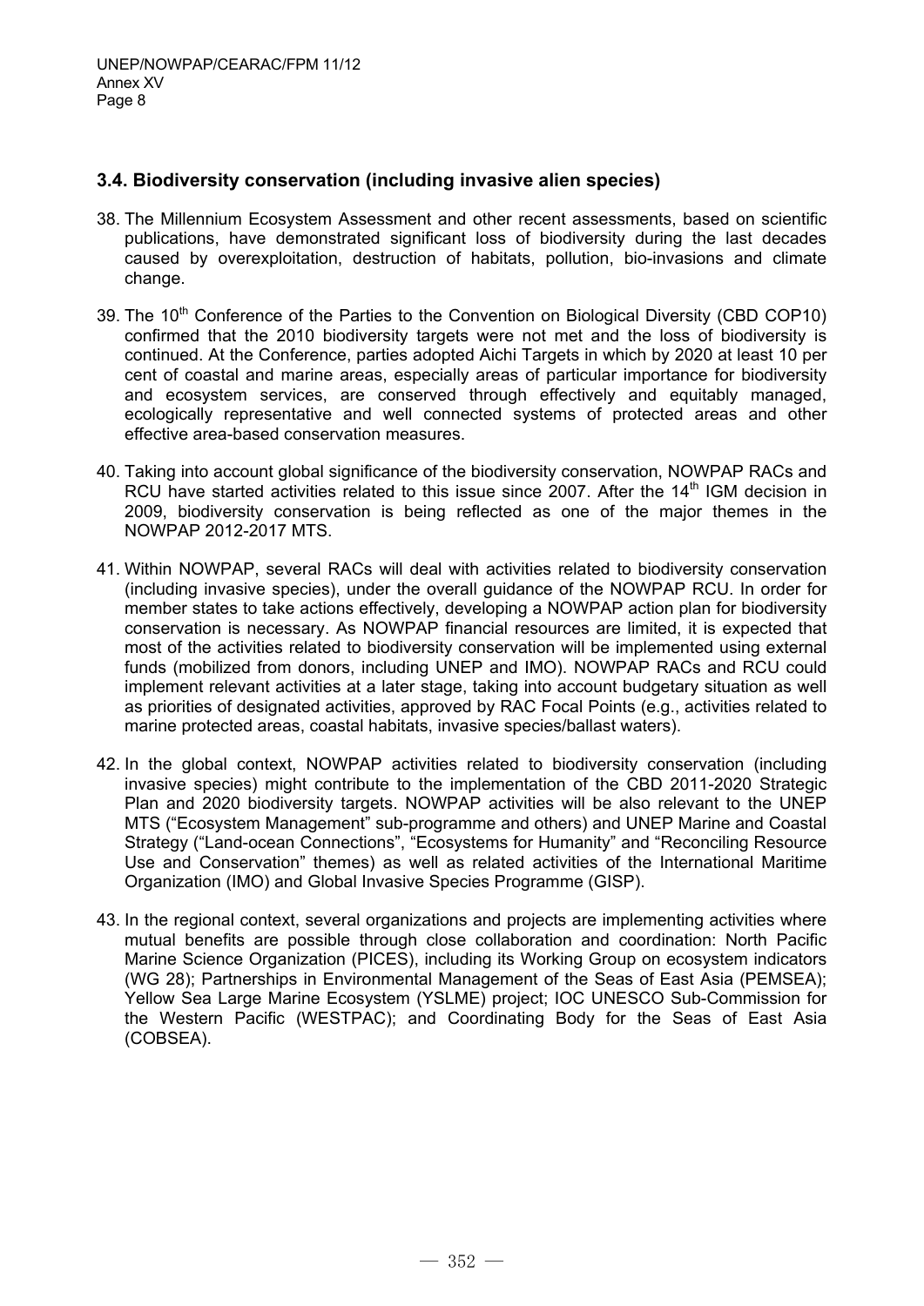## 3.4. Biodiversity conservation (including invasive alien species)

38. The Millennium Ecosystem Assessment and other recent assessments, based on scientific publications, have demonstrated significant loss of biodiversity during the last decades caused by overexploitation, destruction of habitats, pollution, bio-invasions and climate change.

39. The 10th Conference of the Parties to the Convention on Biological Diversity (CBD COP10) confirmed that the 2010 biodiversity targets were not met and the loss of biodiversity is continued. At the Conference, parties adopted Aichi Targets in which by 2020 at least 10 per cent of coastal and marine areas, especially areas of particular importance for biodiversity and ecosystem services, are conserved through effectively and equitably managed, ecologically representative and well connected systems of protected areas and other effective area-based conservation measures.

40. Taking into account global significance of the biodiversity conservation, NOWPAP RACs and RCU have started activities related to this issue since 2007. After the 14th IGM decision in 2009, biodiversity conservation is being reflected as one of the major themes in the NOWPAP 2012-2017 MTS.

41. Within NOWPAP, several RACs will deal with activities related to biodiversity conservation (including invasive species), under the overall guidance of the NOWPAP RCU. In order for member states to take actions effectively, developing a NOWPAP action plan for biodiversity conservation is necessary. As NOWPAP financial resources are limited, it is expected that most of the activities related to biodiversity conservation will be implemented using external funds (mobilized from donors, including UNEP and IMO). NOWPAP RACs and RCU could implement relevant activities at a later stage, taking into account budgetary situation as well as priorities of designated activities, approved by RAC Focal Points (e.g., activities related to marine protected areas, coastal habitats, invasive species/ballast waters).

42. In the global context, NOWPAP activities related to biodiversity conservation (including invasive species) might contribute to the implementation of the CBD 2011-2020 Strategic Plan and 2020 biodiversity targets. NOWPAP activities will be also relevant to the UNEP MTS ("Ecosystem Management" sub-programme and others) and UNEP Marine and Coastal Strategy ("Land-ocean Connections", "Ecosystems for Humanity" and "Reconciling Resource Use and Conservation" themes) as well as related activities of the International Maritime Organization (IMO) and Global Invasive Species Programme (GISP).

43. In the regional context, several organizations and projects are implementing activities where mutual benefits are possible through close collaboration and coordination: North Pacific Marine Science Organization (PICES), including its Working Group on ecosystem indicators (WG 28); Partnerships in Environmental Management of the Seas of East Asia (PEMSEA); Yellow Sea Large Marine Ecosystem (YSLME) project; IOC UNESCO Sub-Commission for the Western Pacific (WESTPAC); and Coordinating Body for the Seas of East Asia (COBSEA).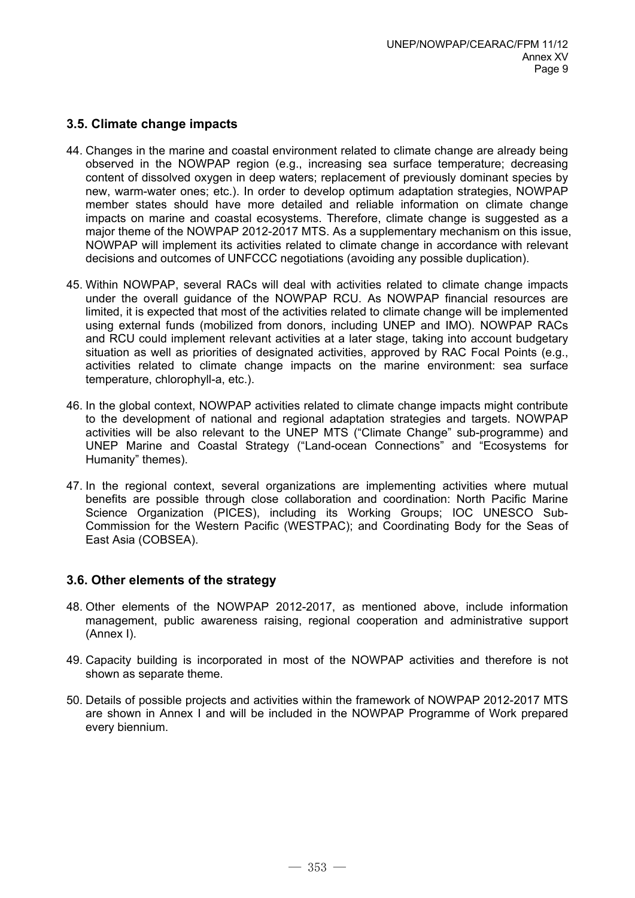### 3.5. Climate change impacts

44. Changes in the marine and coastal environment related to climate change are already being observed in the NOWPAP region (e.g., increasing sea surface temperature; decreasing content of dissolved oxygen in deep waters; replacement of previously dominant species by new, warm-water ones; etc.). In order to develop optimum adaptation strategies, NOWPAP member states should have more detailed and reliable information on climate change impacts on marine and coastal ecosystems. Therefore, climate change is suggested as a major theme of the NOWPAP 2012-2017 MTS. As a supplementary mechanism on this issue, NOWPAP will implement its activities related to climate change in accordance with relevant decisions and outcomes of UNFCCC negotiations (avoiding any possible duplication).

45. Within NOWPAP, several RACs will deal with activities related to climate change impacts under the overall guidance of the NOWPAP RCU. As NOWPAP financial resources are limited, it is expected that most of the activities related to climate change will be implemented using external funds (mobilized from donors, including UNEP and IMO). NOWPAP RACs and RCU could implement relevant activities at a later stage, taking into account budgetary situation as well as priorities of designated activities, approved by RAC Focal Points (e.g., activities related to climate change impacts on the marine environment: sea surface temperature, chlorophyll-a, etc.).

46. In the global context, NOWPAP activities related to climate change impacts might contribute to the development of national and regional adaptation strategies and targets. NOWPAP activities will be also relevant to the UNEP MTS ("Climate Change" sub-programme) and UNEP Marine and Coastal Strategy ("Land-ocean Connections" and "Ecosystems for Humanity" themes).

47. In the regional context, several organizations are implementing activities where mutual benefits are possible through close collaboration and coordination: North Pacific Marine Science Organization (PICES), including its Working Groups; IOC UNESCO Sub-Commission for the Western Pacific (WESTPAC); and Coordinating Body for the Seas of East Asia (COBSEA).

### 3.6. Other elements of the strategy

48. Other elements of the NOWPAP 2012-2017, as mentioned above, include information management, public awareness raising, regional cooperation and administrative support (Annex I).

49. Capacity building is incorporated in most of the NOWPAP activities and therefore is not shown as separate theme.

50. Details of possible projects and activities within the framework of NOWPAP 2012-2017 MTS are shown in Annex I and will be included in the NOWPAP Programme of Work prepared every biennium.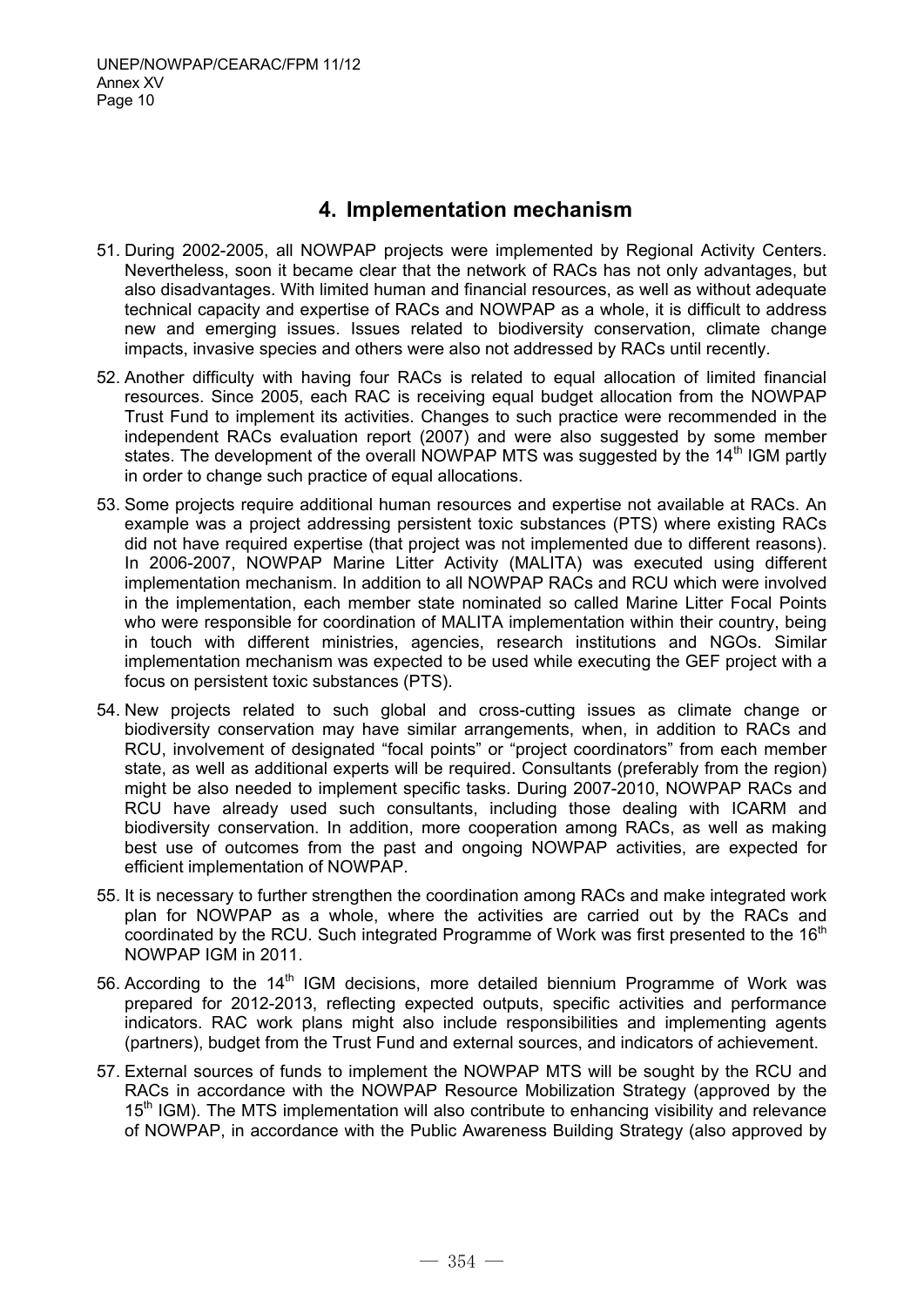## 4. Implementation mechanism

51. During 2002-2005, all NOWPAP projects were implemented by Regional Activity Centers. Nevertheless, soon it became clear that the network of RACs has not only advantages, but also disadvantages. With limited human and financial resources, as well as without adequate technical capacity and expertise of RACs and NOWPAP as a whole, it is difficult to address new and emerging issues. Issues related to biodiversity conservation, climate change impacts, invasive species and others were also not addressed by RACs until recently.

52. Another difficulty with having four RACs is related to equal allocation of limited financial resources. Since 2005, each RAC is receiving equal budget allocation from the NOWPAP Trust Fund to implement its activities. Changes to such practice were recommended in the independent RACs evaluation report (2007) and were also suggested by some member states. The development of the overall NOWPAP MTS was suggested by the 14th IGM partly in order to change such practice of equal allocations.

53. Some projects require additional human resources and expertise not available at RACs. An example was a project addressing persistent toxic substances (PTS) where existing RACs did not have required expertise (that project was not implemented due to different reasons). In 2006-2007, NOWPAP Marine Litter Activity (MALITA) was executed using different implementation mechanism. In addition to all NOWPAP RACs and RCU which were involved in the implementation, each member state nominated so called Marine Litter Focal Points who were responsible for coordination of MALITA implementation within their country, being in touch with different ministries, agencies, research institutions and NGOs. Similar implementation mechanism was expected to be used while executing the GEF project with a focus on persistent toxic substances (PTS).

54. New projects related to such global and cross-cutting issues as climate change or biodiversity conservation may have similar arrangements, when, in addition to RACs and RCU, involvement of designated "focal points" or "project coordinators" from each member state, as well as additional experts will be required. Consultants (preferably from the region) might be also needed to implement specific tasks. During 2007-2010, NOWPAP RACs and RCU have already used such consultants, including those dealing with ICARM and biodiversity conservation. In addition, more cooperation among RACs, as well as making best use of outcomes from the past and ongoing NOWPAP activities, are expected for efficient implementation of NOWPAP.

55. It is necessary to further strengthen the coordination among RACs and make integrated work plan for NOWPAP as a whole, where the activities are carried out by the RACs and coordinated by the RCU. Such integrated Programme of Work was first presented to the 16th NOWPAP IGM in 2011.

56. According to the 14th IGM decisions, more detailed biennium Programme of Work was prepared for 2012-2013, reflecting expected outputs, specific activities and performance indicators. RAC work plans might also include responsibilities and implementing agents (partners), budget from the Trust Fund and external sources, and indicators of achievement.

57. External sources of funds to implement the NOWPAP MTS will be sought by the RCU and RACs in accordance with the NOWPAP Resource Mobilization Strategy (approved by the 15th IGM). The MTS implementation will also contribute to enhancing visibility and relevance of NOWPAP, in accordance with the Public Awareness Building Strategy (also approved by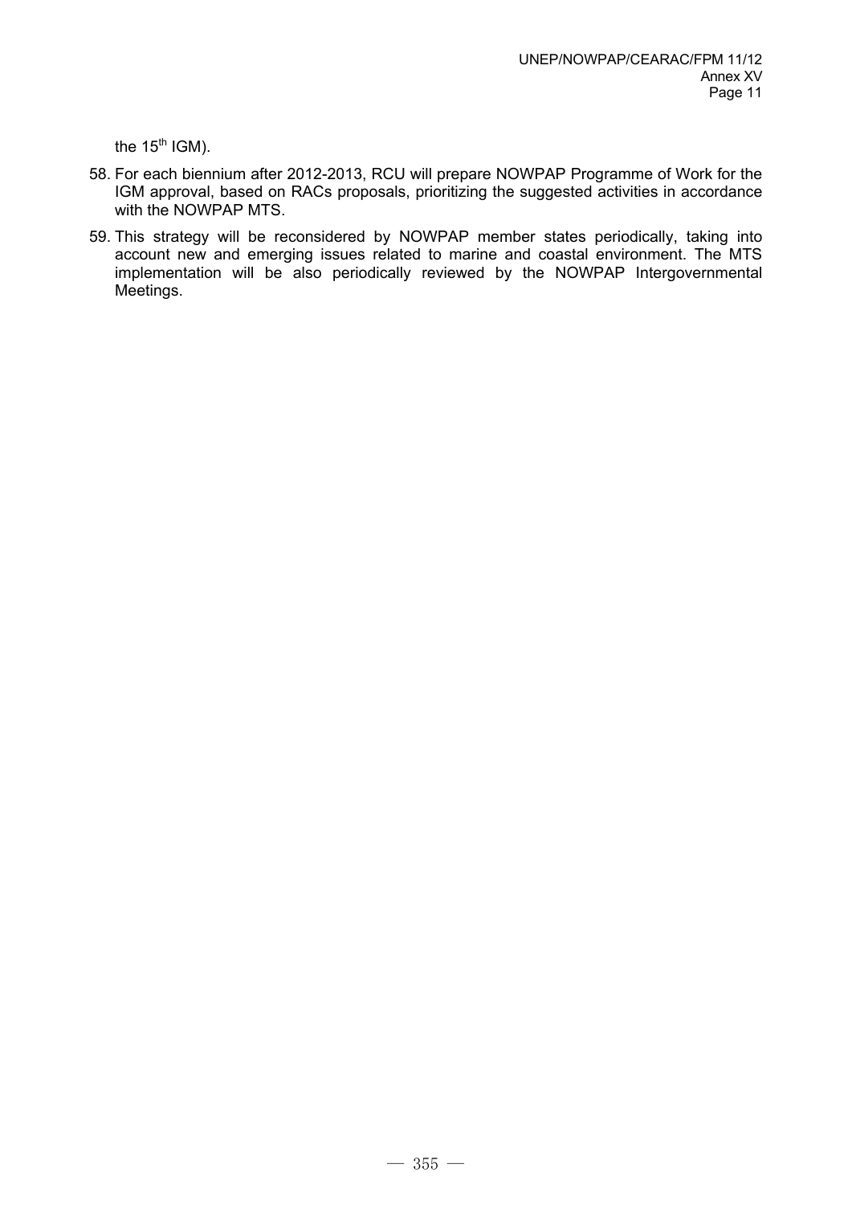the 15th IGM).

58. For each biennium after 2012-2013, RCU will prepare NOWPAP Programme of Work for the IGM approval, based on RACs proposals, prioritizing the suggested activities in accordance with the NOWPAP MTS.

59. This strategy will be reconsidered by NOWPAP member states periodically, taking into account new and emerging issues related to marine and coastal environment. The MTS implementation will be also periodically reviewed by the NOWPAP Intergovernmental Meetings.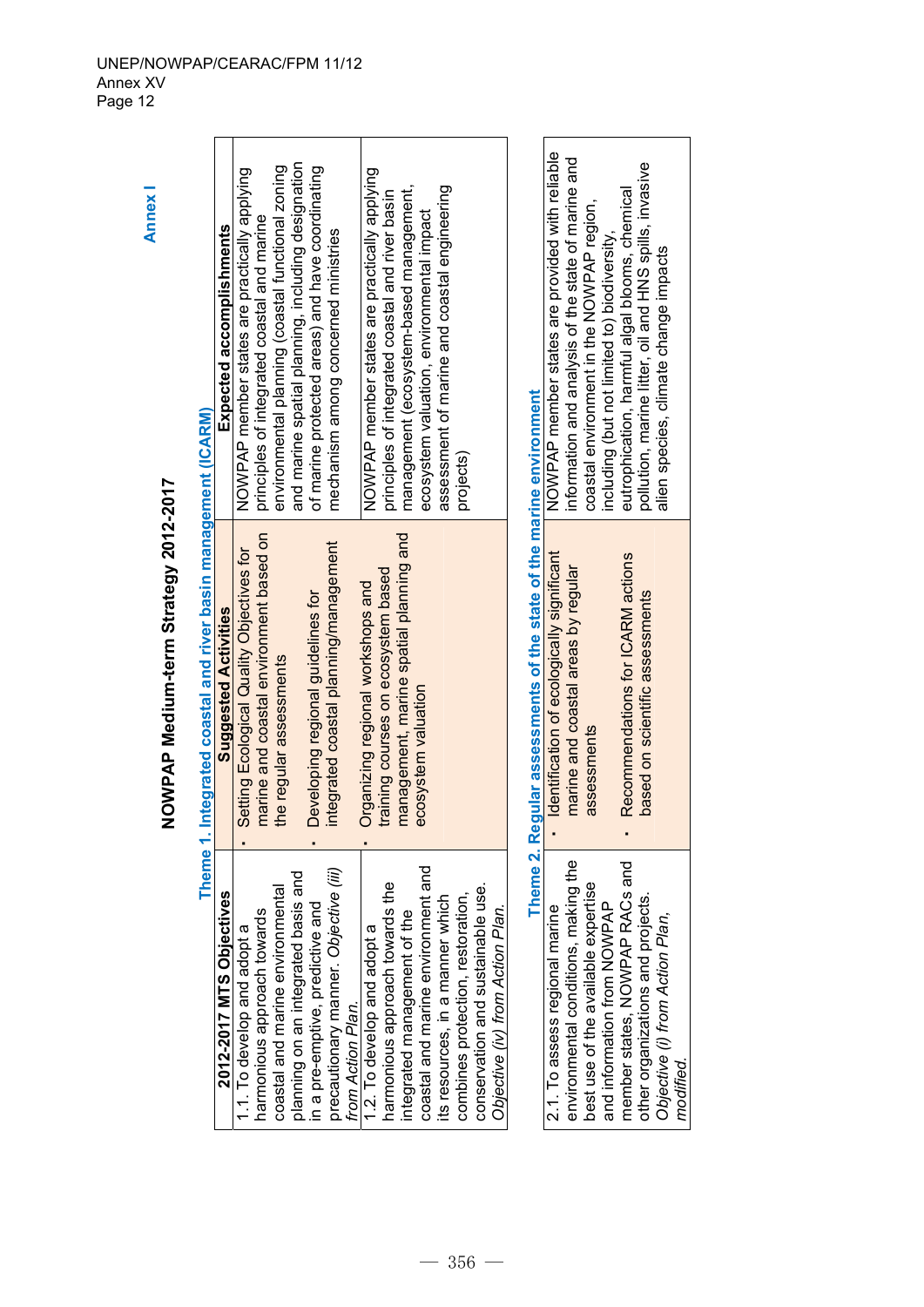**Annex I**

# NOWPAP Medium-term Strategy 2012-2017

## Theme 1. Integrated coastal and river basin management (ICARM)

| 2012-2017 MTS Objectives | Suggested Activities | Expected accomplishments |
|---|---|---|
| 1.1. To develop and adopt a harmonious approach towards coastal and marine environmental planning on an integrated basis and in a pre-emptive, predictive and precautionary manner. *Objective (ii) from Action Plan.* | ▪ Setting Ecological Quality Objectives for marine and coastal environment based on the regular assessments<br>▪ Developing regional guidelines for integrated coastal planning/management | NOWPAP member states are practically applying principles of integrated coastal and marine environmental planning (coastal functional zoning and marine spatial planning, including designation of marine protected areas) and have coordinating mechanism among concerned ministries |
| 1.2. To develop and adopt a harmonious approach towards the integrated management of the coastal and marine environment and its resources, in a manner which combines protection, restoration, conservation and sustainable use. *Objective (iv) from Action Plan.* | ▪ Organizing regional workshops and training courses on ecosystem based management, marine spatial planning and ecosystem valuation | NOWPAP member states are practically applying principles of integrated coastal and river basin management (ecosystem-based management, ecosystem valuation, environmental impact assessment of marine and coastal engineering projects) |

## Theme 2. Regular assessments of the state of the marine environment

| 2012-2017 MTS Objectives | Suggested Activities | Expected accomplishments |
|---|---|---|
| 2.1. To assess regional marine environmental conditions, making the best use of the available expertise and information from NOWPAP member states, NOWPAP RACs and other organizations and projects. *Objective (i) from Action Plan, modified.* | ▪ Identification of ecologically significant marine and coastal areas by regular assessments<br>▪ Recommendations for ICARM actions based on scientific assessments | NOWPAP member states are provided with reliable information and analysis of the state of marine and coastal environment in the NOWPAP region, including (but not limited to) biodiversity, eutrophication, harmful algal blooms, chemical pollution, marine litter, oil and HNS spills, invasive alien species, climate change impacts |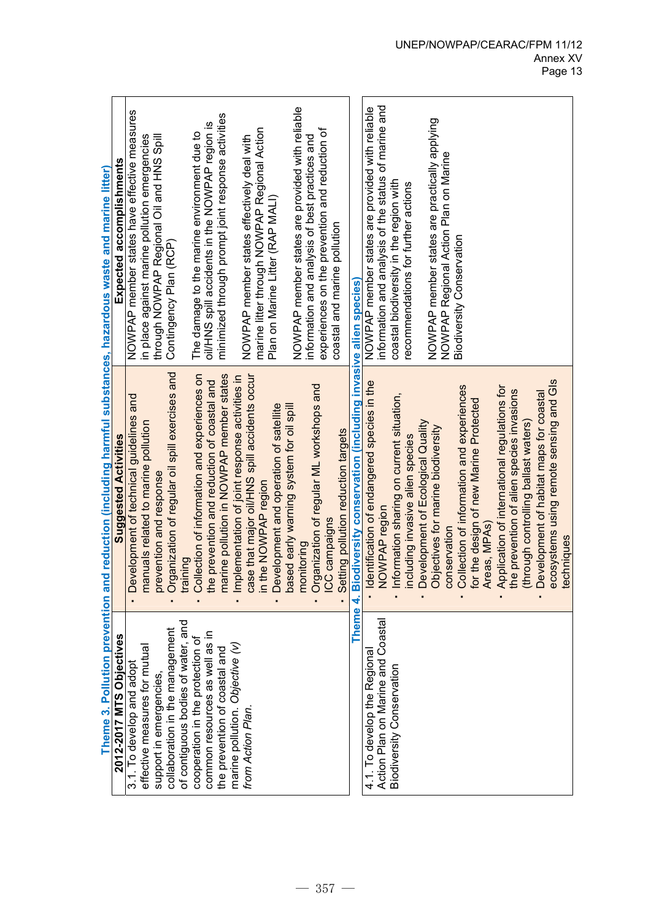| 2012-2017 MTS Objectives | Suggested Activities | Expected accomplishments |
|---|---|---|
| **Theme 3. Pollution prevention and reduction (including harmful substances, hazardous waste and marine litter)** | | |
| 3.1. To develop and adopt effective measures for mutual support in emergencies, collaboration in the management of contiguous bodies of water, and cooperation in the protection of common resources as well as in the prevention of coastal and marine pollution. *Objective (v) from Action Plan.* | • Development of technical guidelines and manuals related to marine pollution prevention and response<br>• Organization of regular oil spill exercises and training<br>• Collection of information and experiences on the prevention and reduction of coastal and marine pollution in NOWPAP member states<br>• Implementation of joint response activities in case that major oil/HNS spill accidents occur in the NOWPAP region<br>• Development and operation of satellite based early warning system for oil spill monitoring<br>• Organization of regular ML workshops and ICC campaigns<br>• Setting pollution reduction targets | NOWPAP member states have effective measures in place against marine pollution emergencies through NOWPAP Regional Oil and HNS Spill Contingency Plan (RCP)<br><br>The damage to the marine environment due to oil/HNS spill accidents in the NOWPAP region is minimized through prompt joint response activities<br><br>NOWPAP member states effectively deal with marine litter through NOWPAP Regional Action Plan on Marine Litter (RAP MALI)<br><br>NOWPAP member states are provided with reliable information and analysis of best practices and experiences on the prevention and reduction of coastal and marine pollution |
| **Theme 4. Biodiversity conservation (including invasive alien species)** | | |
| 4.1. To develop the Regional Action Plan on Marine and Coastal Biodiversity Conservation | • Identification of endangered species in the NOWPAP region<br>• Information sharing on current situation, including invasive alien species<br>• Development of Ecological Quality Objectives for marine biodiversity conservation<br>• Collection of information and experiences for the design of new Marine Protected Areas, MPAs)<br>• Application of international regulations for the prevention of alien species invasions (through controlling ballast waters)<br>• Development of habitat maps for coastal ecosystems using remote sensing and GIs techniques | NOWPAP member states are provided with reliable information and analysis of the status of marine and coastal biodiversity in the region with recommendations for further actions<br><br>NOWPAP member states are practically applying NOWPAP Regional Action Plan on Marine Biodiversity Conservation |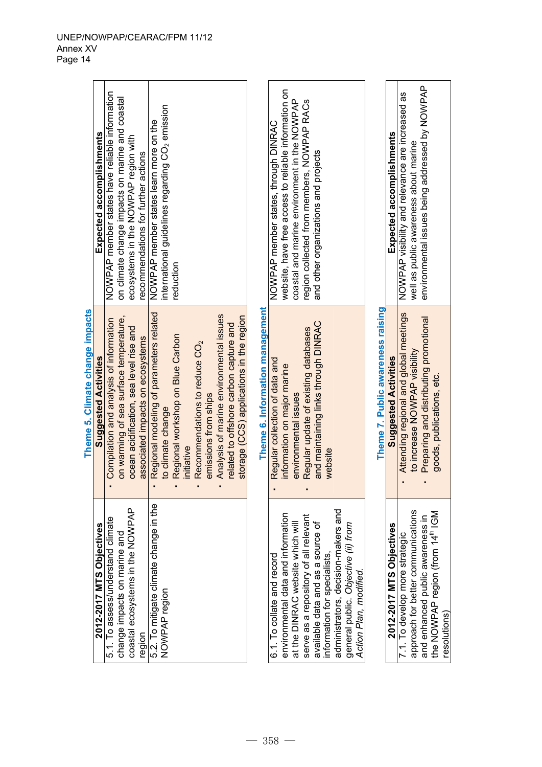UNEP/NOWPAP/CEARAC/FPM 11/12
Annex XV

### Theme 5. Climate change impacts

| 2012-2017 MTS Objectives | Suggested Activities | Expected accomplishments |
|---|---|---|
| 5.1. To assess/understand climate change impacts on marine and coastal ecosystems in the NOWPAP region | • Compilation and analysis of information on warming of sea surface temperature, ocean acidification, sea level rise and associated impacts on ecosystems | NOWPAP member states have reliable information on climate change impacts on marine and coastal ecosystems in the NOWPAP region with recommendations for further actions |
| 5.2. To mitigate climate change in the NOWPAP region | • Regional modeling of parameters related to climate change<br>• Regional workshop on Blue Carbon initiative<br>• Recommendations to reduce $CO_2$ emissions from ships<br>• Analysis of marine environmental issues related to offshore carbon capture and storage (CCS) applications in the region | NOWPAP member states learn more on the international guidelines regarding $CO_2$ emission reduction |

### Theme 6. Information management

| 2012-2017 MTS Objectives | Suggested Activities | Expected accomplishments |
|---|---|---|
| 6.1. To collate and record environmental data and information at the DINRAC website which will serve as a repository of all relevant available data and as a source of information for specialists, administrators, decision-makers and general public. *Objective (ii) from Action Plan, modified.* | • Regular collection of data and information on major marine environmental issues<br>• Regular update of existing databases and maintaining links through DINRAC website | NOWPAP member states, through DINRAC website, have free access to reliable information on coastal and marine environment in the NOWPAP region collected from members, NOWPAP RACs and other organizations and projects |

### Theme 7. Public awareness raising

| 2012-2017 MTS Objectives | Suggested Activities | Expected accomplishments |
|---|---|---|
| 7.1. To develop more strategic approach for better communications and enhanced public awareness in the NOWPAP region (from 14th IGM resolutions) | • Attending regional and global meetings to increase NOWPAP visibility<br>• Preparing and distributing promotional goods, publications, etc. | NOWPAP visibility and relevance are increased as well as public awareness about marine environmental issues being addressed by NOWPAP |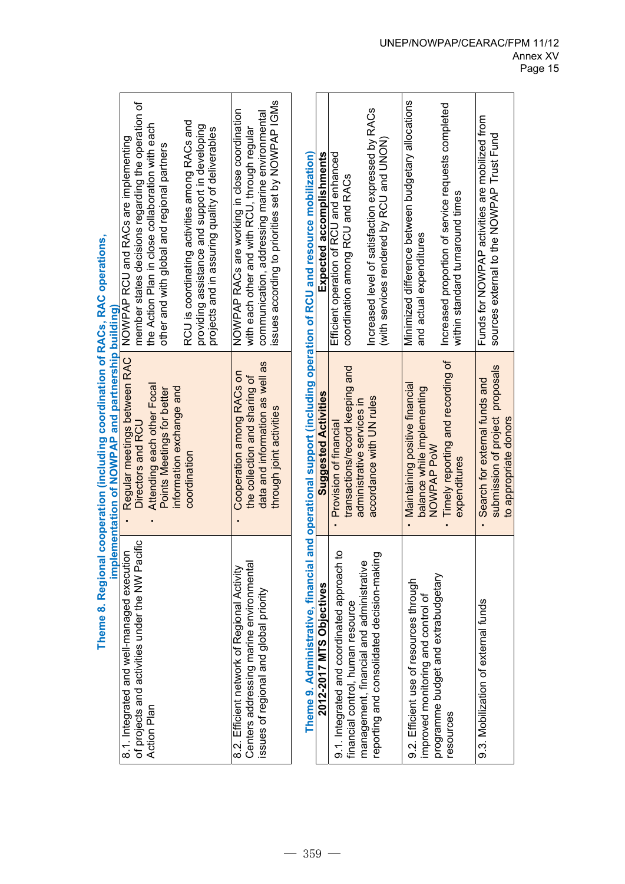## Theme 8. Regional cooperation (including coordination of RACs, RAC operations, implementation of NOWPAP and partnership building)

| | | |
|---|---|---|
| 8.1. Integrated and well-managed execution of projects and activities under the NW Pacific Action Plan | • Regular meetings between RAC Directors and RCU<br>• Attending each other Focal Points Meetings for better information exchange and coordination | NOWPAP RCU and RACs are implementing member states decisions regarding the operation of the Action Plan in close collaboration with each other and with global and regional partners<br><br>RCU is coordinating activities among RACs and providing assistance and support in developing projects and in assuring quality of deliverables |
| 8.2. Efficient network of Regional Activity Centers addressing marine environmental issues of regional and global priority | • Cooperation among RACs on the collection and sharing of data and information as well as through joint activities | NOWPAP RACs are working in close coordination with each other and with RCU, through regular communication, addressing marine environmental issues according to priorities set by NOWPAP IGMs |

## Theme 9. Administrative, financial and operational support (including operation of RCU and resource mobilization)

| 2012-2017 MTS Objectives | Suggested Activities | Expected accomplishments |
|---|---|---|
| 9.1. Integrated and coordinated approach to financial control, human resource management, financial and administrative reporting and consolidated decision-making | • Provision of financial transactions/record keeping and administrative services in accordance with UN rules | Efficient operation of RCU and enhanced coordination among RCU and RACs<br><br>Increased level of satisfaction expressed by RACs (with services rendered by RCU and UNON) |
| 9.2. Efficient use of resources through improved monitoring and control of programme budget and extrabudgetary resources | • Maintaining positive financial balance while implementing NOWPAP PoW<br>• Timely reporting and recording of expenditures | Minimized difference between budgetary allocations and actual expenditures<br><br>Increased proportion of service requests completed within standard turnaround times |
| 9.3. Mobilization of external funds | • Search for external funds and submission of project proposals to appropriate donors | Funds for NOWPAP activities are mobilized from sources external to the NOWPAP Trust Fund |